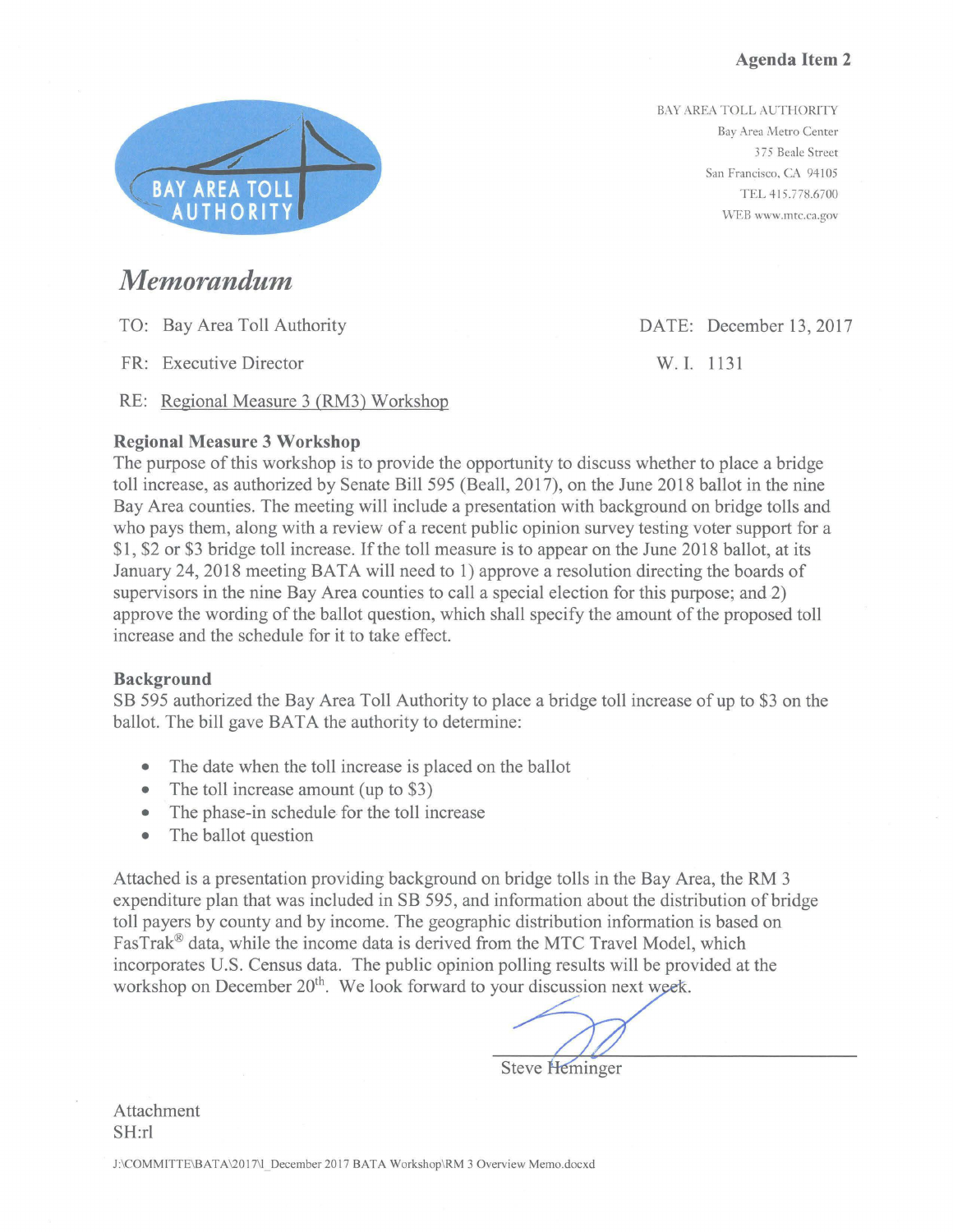**Agenda Item 2**

BAY AREA TOLL AUTHORITY
Bay Area Metro Center
375 Beale Street
San Francisco, CA 94105
TEL 415.778.6700
WEB www.mtc.ca.gov

# *Memorandum*

TO: Bay Area Toll Authority

DATE: December 13, 2017

FR: Executive Director

W. I. 1131

RE: Regional Measure 3 (RM3) Workshop

## Regional Measure 3 Workshop

The purpose of this workshop is to provide the opportunity to discuss whether to place a bridge toll increase, as authorized by Senate Bill 595 (Beall, 2017), on the June 2018 ballot in the nine Bay Area counties. The meeting will include a presentation with background on bridge tolls and who pays them, along with a review of a recent public opinion survey testing voter support for a $1, $2 or $3 bridge toll increase. If the toll measure is to appear on the June 2018 ballot, at its January 24, 2018 meeting BATA will need to 1) approve a resolution directing the boards of supervisors in the nine Bay Area counties to call a special election for this purpose; and 2) approve the wording of the ballot question, which shall specify the amount of the proposed toll increase and the schedule for it to take effect.

## Background

SB 595 authorized the Bay Area Toll Authority to place a bridge toll increase of up to $3 on the ballot. The bill gave BATA the authority to determine:

- The date when the toll increase is placed on the ballot
- The toll increase amount (up to $3)
- The phase-in schedule for the toll increase
- The ballot question

Attached is a presentation providing background on bridge tolls in the Bay Area, the RM 3 expenditure plan that was included in SB 595, and information about the distribution of bridge toll payers by county and by income. The geographic distribution information is based on FasTrak® data, while the income data is derived from the MTC Travel Model, which incorporates U.S. Census data. The public opinion polling results will be provided at the workshop on December 20th. We look forward to your discussion next week.

Steve Heminger

Attachment
SH:rl

J:\COMMITTE\BATA\2017\1_December 2017 BATA Workshop\RM 3 Overview Memo.docxd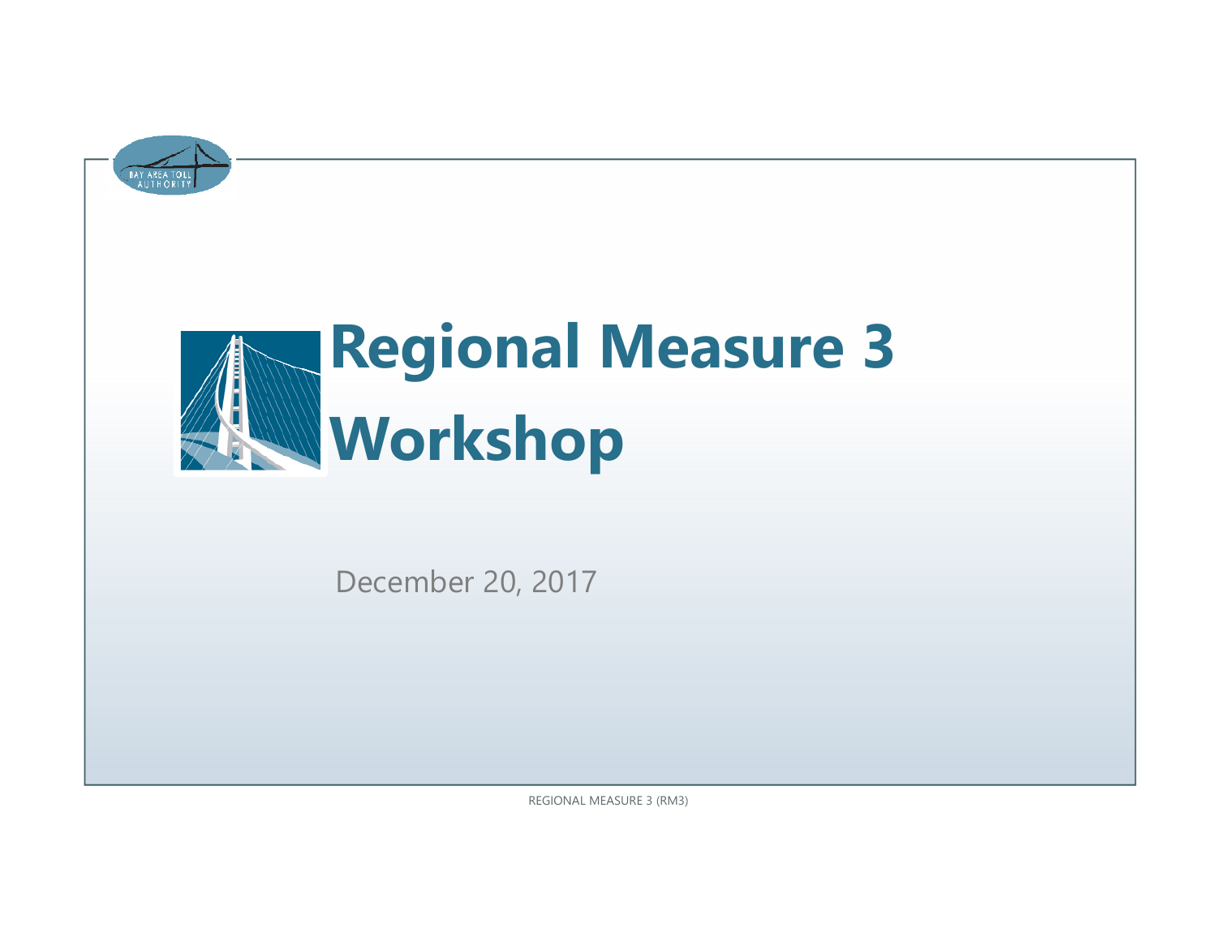# Regional Measure 3 Workshop

December 20, 2017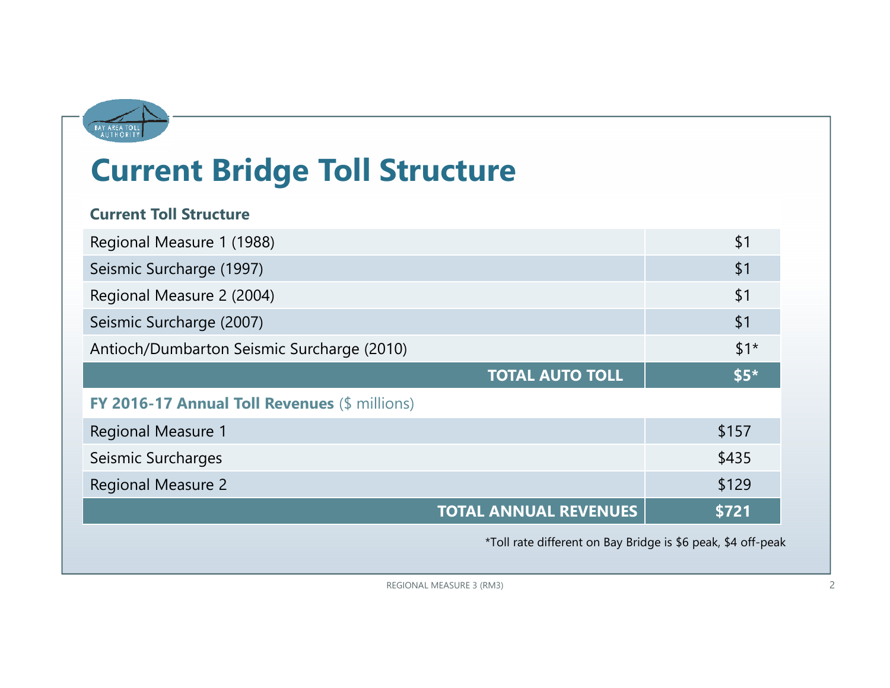# Current Bridge Toll Structure

| Current Toll Structure | |
|---|---|
| Regional Measure 1 (1988) | $1 |
| Seismic Surcharge (1997) | $1 |
| Regional Measure 2 (2004) | $1 |
| Seismic Surcharge (2007) | $1 |
| Antioch/Dumbarton Seismic Surcharge (2010) | $1* |
| **TOTAL AUTO TOLL** | **$5*** |
| **FY 2016-17 Annual Toll Revenues** ($ millions) | |
| Regional Measure 1 | $157 |
| Seismic Surcharges | $435 |
| Regional Measure 2 | $129 |
| **TOTAL ANNUAL REVENUES** | **$721** |

*Toll rate different on Bay Bridge is $6 peak, $4 off-peak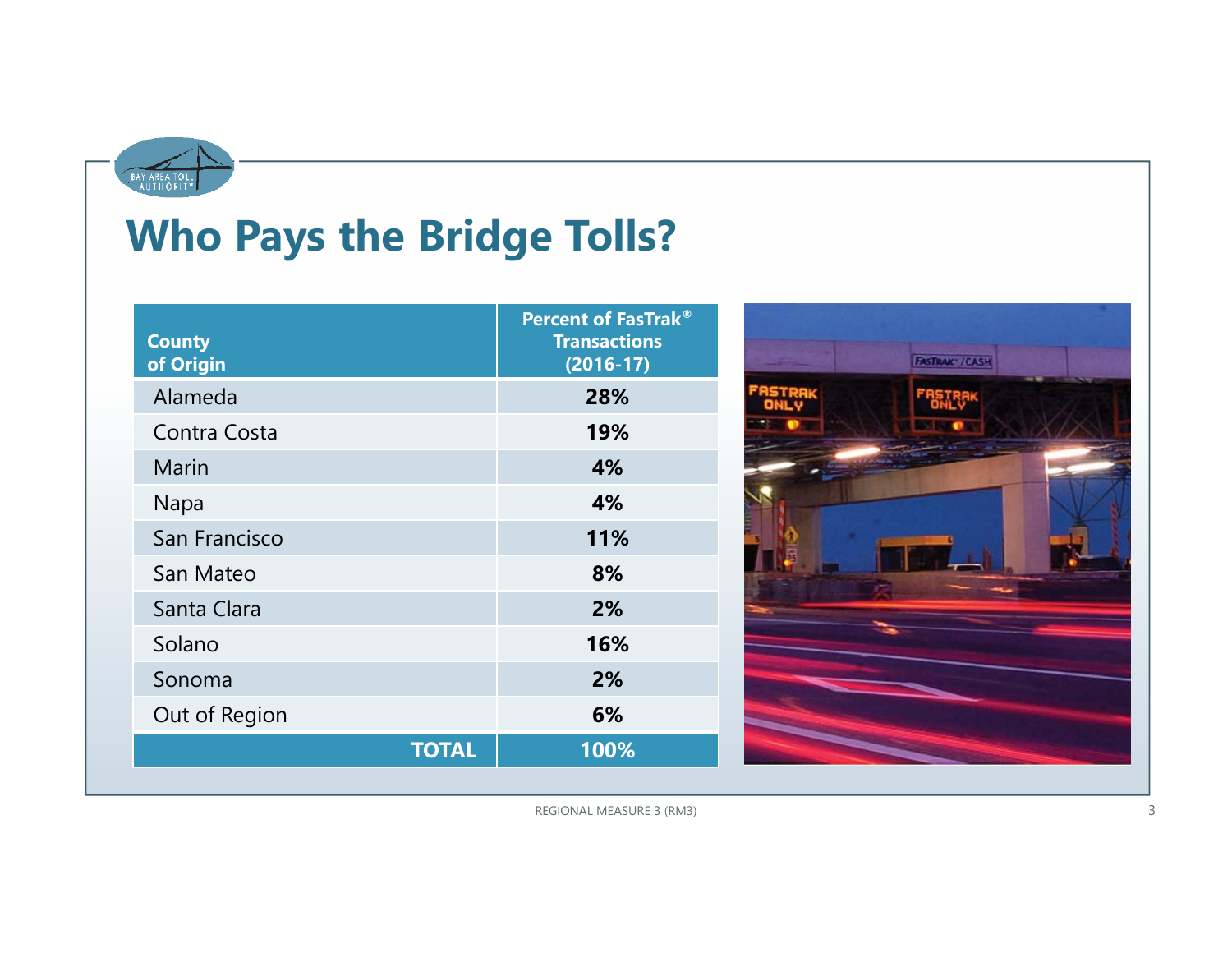# Who Pays the Bridge Tolls?

| County of Origin | Percent of FasTrak® Transactions (2016-17) |
|---|---|
| Alameda | **28%** |
| Contra Costa | **19%** |
| Marin | **4%** |
| Napa | **4%** |
| San Francisco | **11%** |
| San Mateo | **8%** |
| Santa Clara | **2%** |
| Solano | **16%** |
| Sonoma | **2%** |
| Out of Region | **6%** |
| **TOTAL** | **100%** |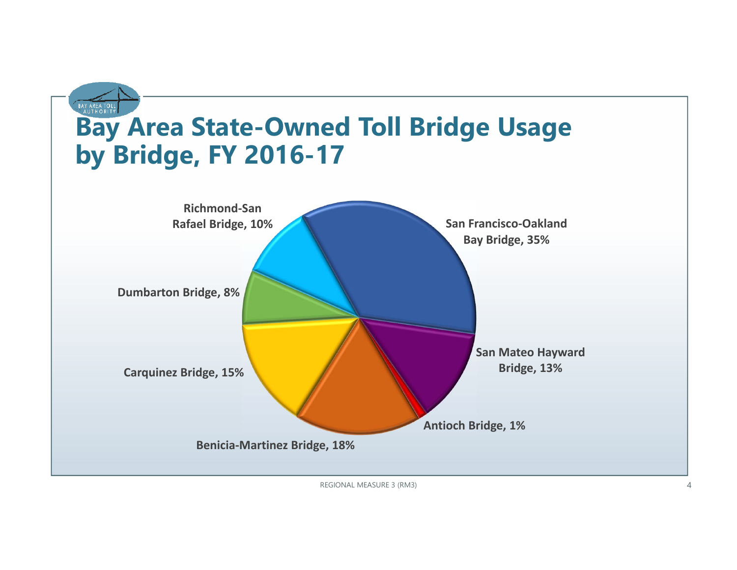# Bay Area State-Owned Toll Bridge Usage by Bridge, FY 2016-17

- San Francisco-Oakland Bay Bridge, 35%
- San Mateo Hayward Bridge, 13%
- Antioch Bridge, 1%
- Benicia-Martinez Bridge, 18%
- Carquinez Bridge, 15%
- Dumbarton Bridge, 8%
- Richmond-San Rafael Bridge, 10%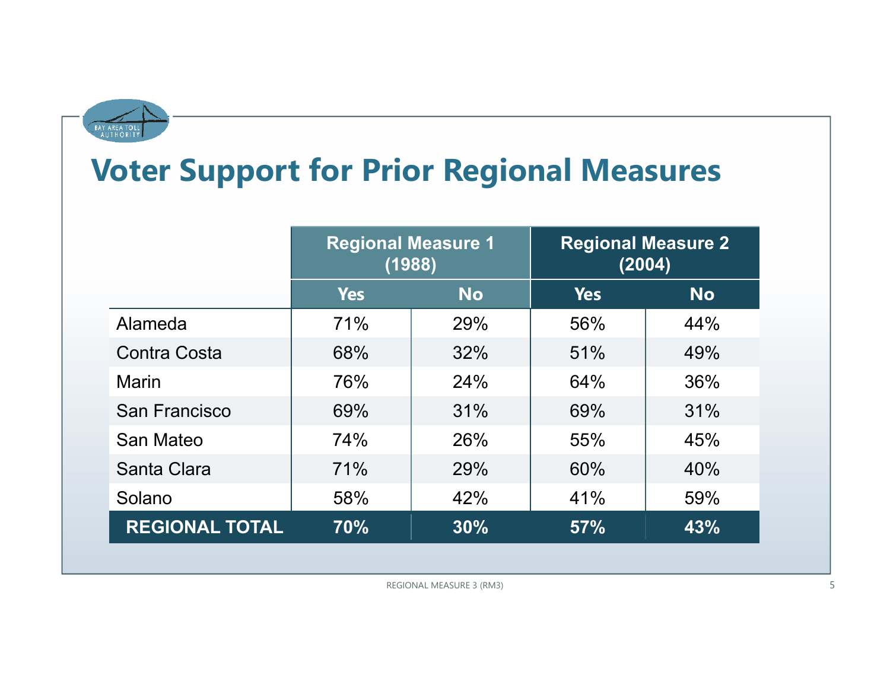# Voter Support for Prior Regional Measures

| | Regional Measure 1 (1988) | | Regional Measure 2 (2004) | |
|---|---|---|---|---|
| | Yes | No | Yes | No |
| Alameda | 71% | 29% | 56% | 44% |
| Contra Costa | 68% | 32% | 51% | 49% |
| Marin | 76% | 24% | 64% | 36% |
| San Francisco | 69% | 31% | 69% | 31% |
| San Mateo | 74% | 26% | 55% | 45% |
| Santa Clara | 71% | 29% | 60% | 40% |
| Solano | 58% | 42% | 41% | 59% |
| **REGIONAL TOTAL** | **70%** | **30%** | **57%** | **43%** |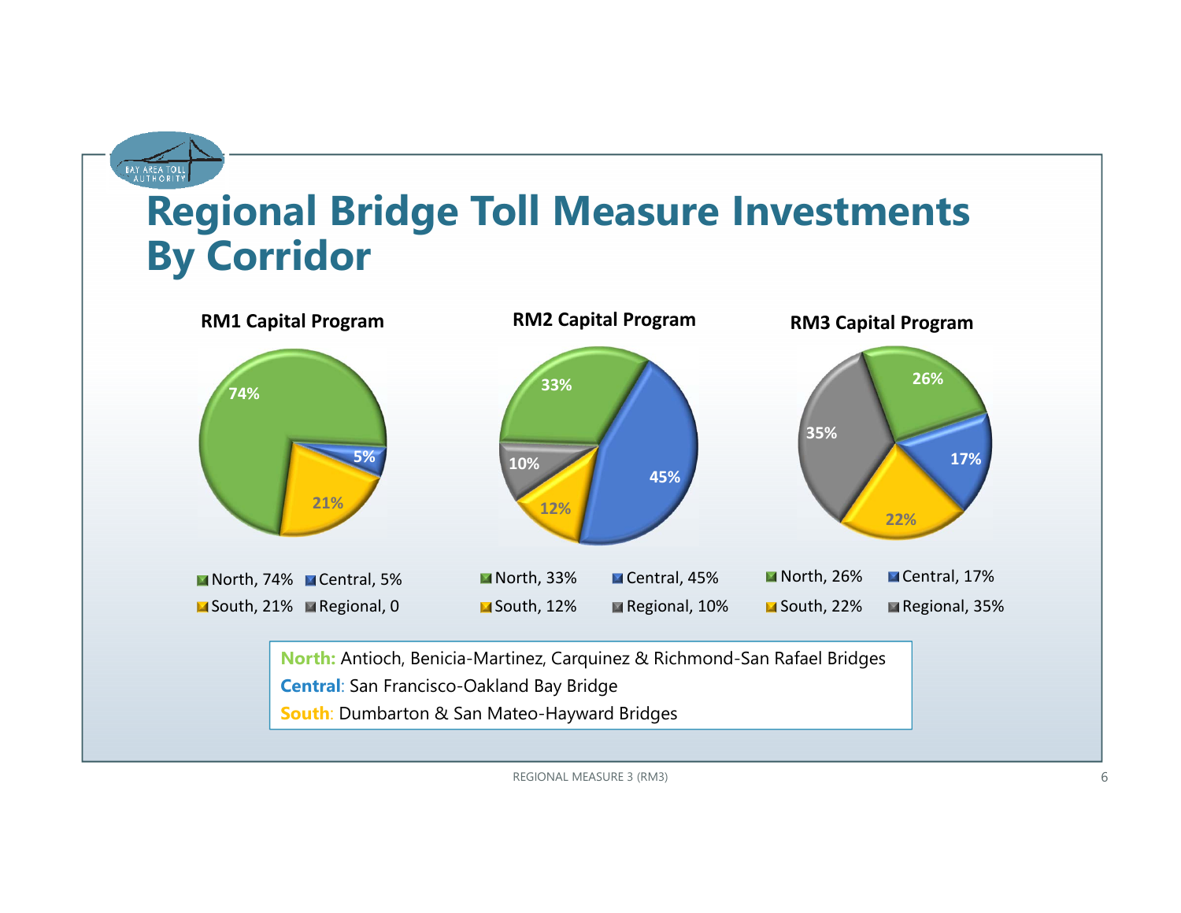# Regional Bridge Toll Measure Investments By Corridor

**RM1 Capital Program**

- North, 74%
- Central, 5%
- South, 21%
- Regional, 0

**RM2 Capital Program**

- North, 33%
- Central, 45%
- South, 12%
- Regional, 10%

**RM3 Capital Program**

- North, 26%
- Central, 17%
- South, 22%
- Regional, 35%

**North:** Antioch, Benicia-Martinez, Carquinez & Richmond-San Rafael Bridges
**Central**: San Francisco-Oakland Bay Bridge
**South**: Dumbarton & San Mateo-Hayward Bridges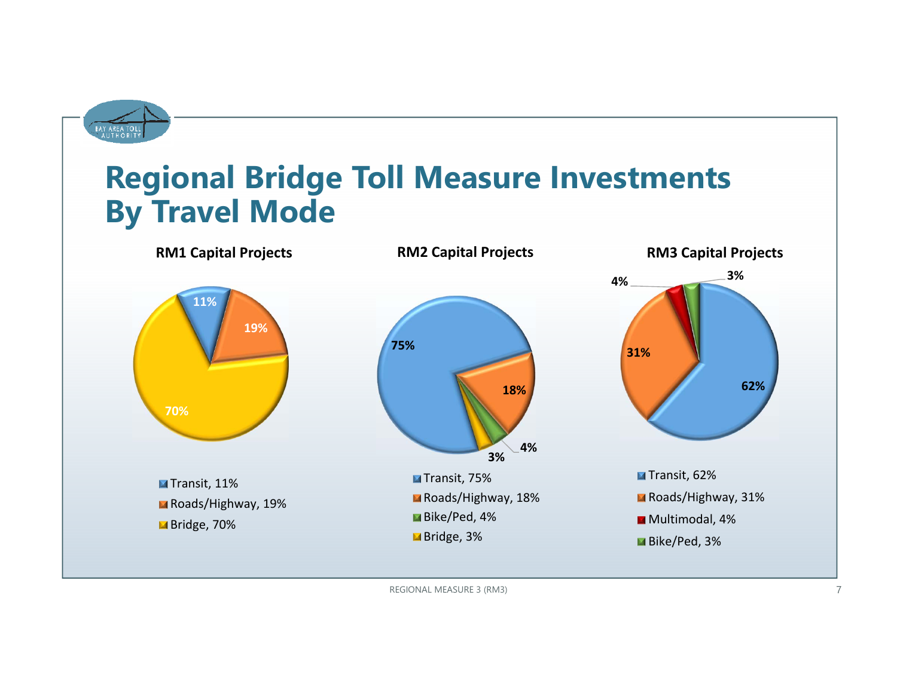# Regional Bridge Toll Measure Investments By Travel Mode

### RM1 Capital Projects

- Transit, 11%
- Roads/Highway, 19%
- Bridge, 70%

### RM2 Capital Projects

- Transit, 75%
- Roads/Highway, 18%
- Bike/Ped, 4%
- Bridge, 3%

### RM3 Capital Projects

- Transit, 62%
- Roads/Highway, 31%
- Multimodal, 4%
- Bike/Ped, 3%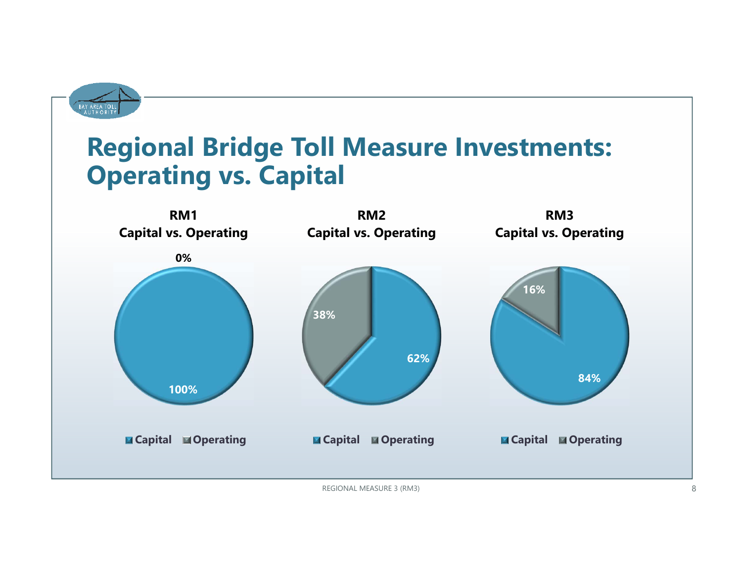# Regional Bridge Toll Measure Investments: Operating vs. Capital

**RM1 Capital vs. Operating**

| | Share |
|---|---|
| Capital | 100% |
| Operating | 0% |

**RM2 Capital vs. Operating**

| | Share |
|---|---|
| Capital | 62% |
| Operating | 38% |

**RM3 Capital vs. Operating**

| | Share |
|---|---|
| Capital | 84% |
| Operating | 16% |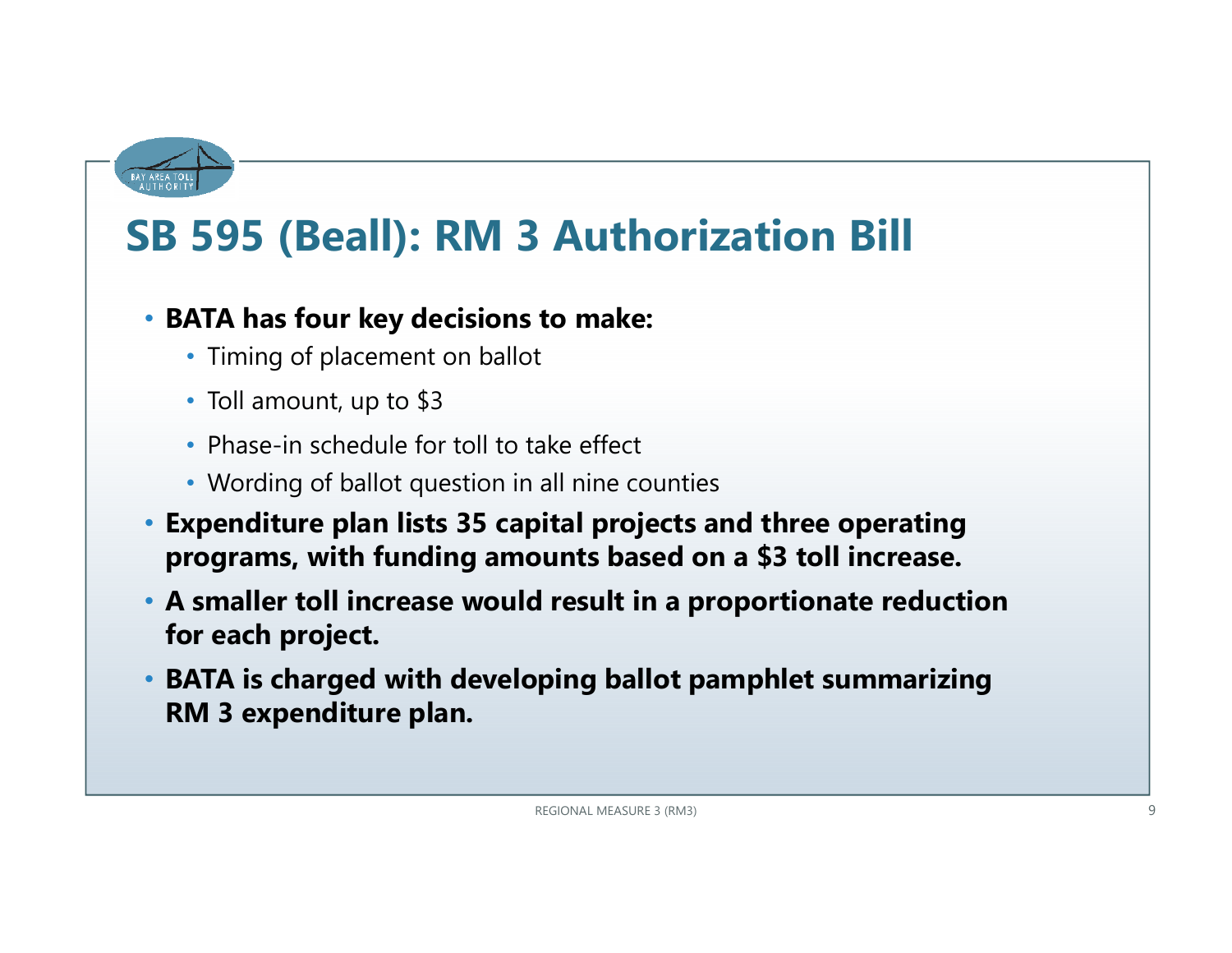# SB 595 (Beall): RM 3 Authorization Bill

- **BATA has four key decisions to make:**
  - Timing of placement on ballot
  - Toll amount, up to $3
  - Phase-in schedule for toll to take effect
  - Wording of ballot question in all nine counties
- **Expenditure plan lists 35 capital projects and three operating programs, with funding amounts based on a $3 toll increase.**
- **A smaller toll increase would result in a proportionate reduction for each project.**
- **BATA is charged with developing ballot pamphlet summarizing RM 3 expenditure plan.**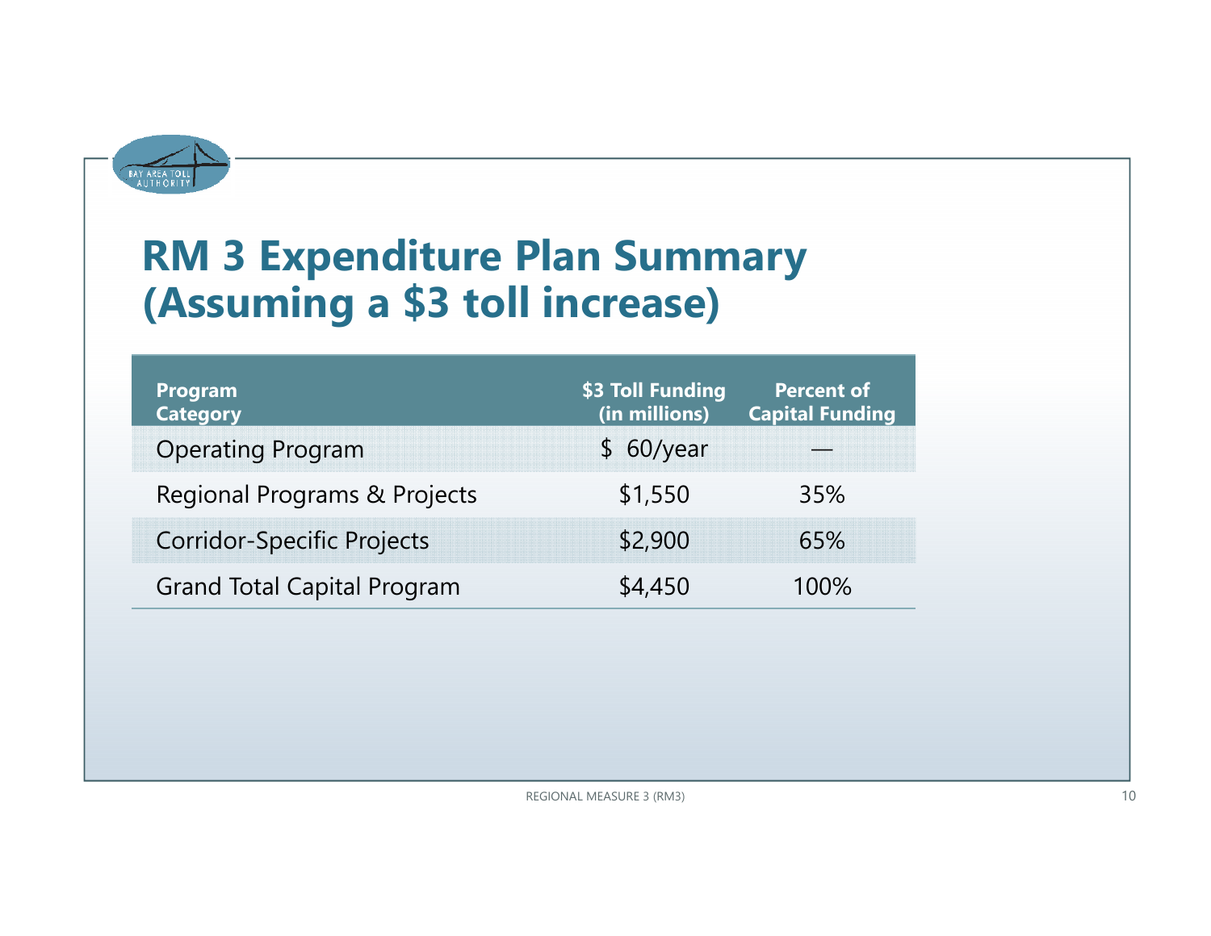# RM 3 Expenditure Plan Summary (Assuming a $3 toll increase)

| Program Category | $3 Toll Funding (in millions) | Percent of Capital Funding |
|---|---|---|
| Operating Program | $ 60/year | — |
| Regional Programs & Projects | $1,550 | 35% |
| Corridor-Specific Projects | $2,900 | 65% |
| Grand Total Capital Program | $4,450 | 100% |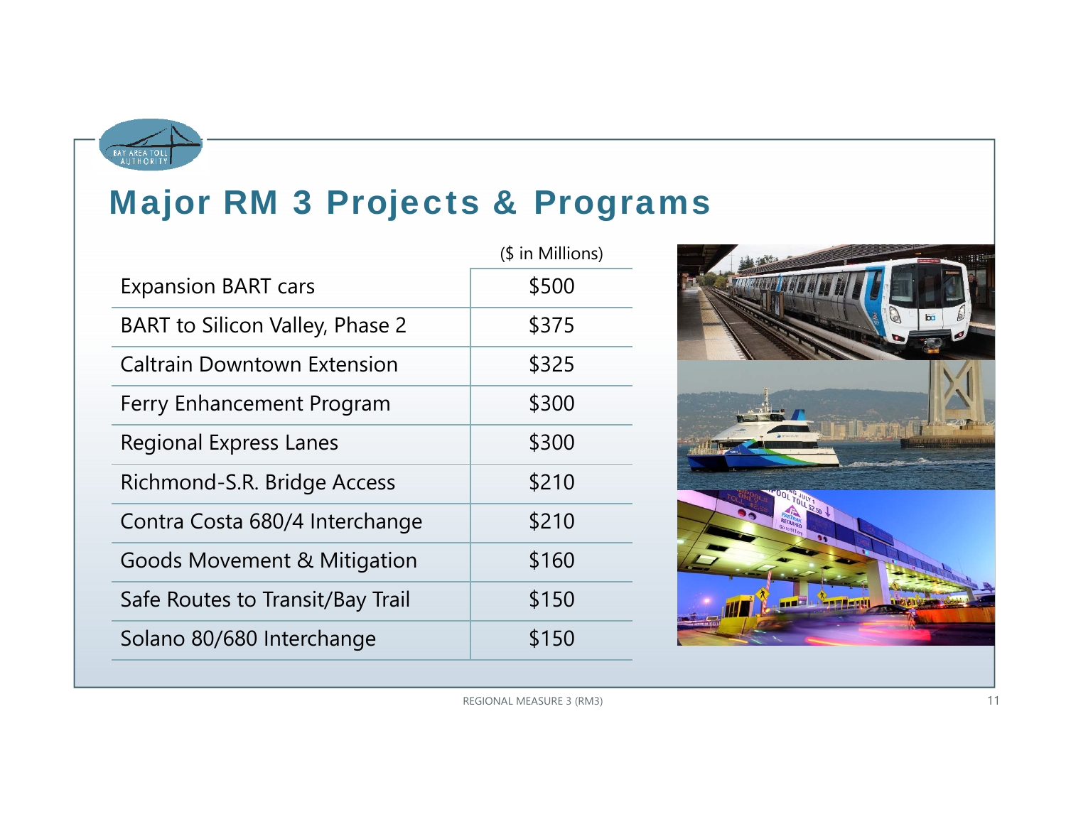# Major RM 3 Projects & Programs

| | ($ in Millions) |
|---|---|
| Expansion BART cars | $500 |
| BART to Silicon Valley, Phase 2 | $375 |
| Caltrain Downtown Extension | $325 |
| Ferry Enhancement Program | $300 |
| Regional Express Lanes | $300 |
| Richmond-S.R. Bridge Access | $210 |
| Contra Costa 680/4 Interchange | $210 |
| Goods Movement & Mitigation | $160 |
| Safe Routes to Transit/Bay Trail | $150 |
| Solano 80/680 Interchange | $150 |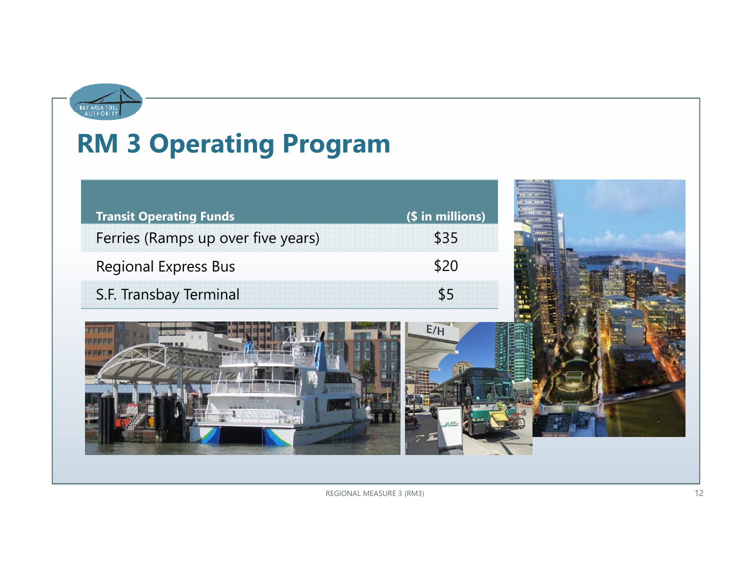# RM 3 Operating Program

| Transit Operating Funds | ($ in millions) |
|---|---|
| Ferries (Ramps up over five years) | $35 |
| Regional Express Bus | $20 |
| S.F. Transbay Terminal | $5 |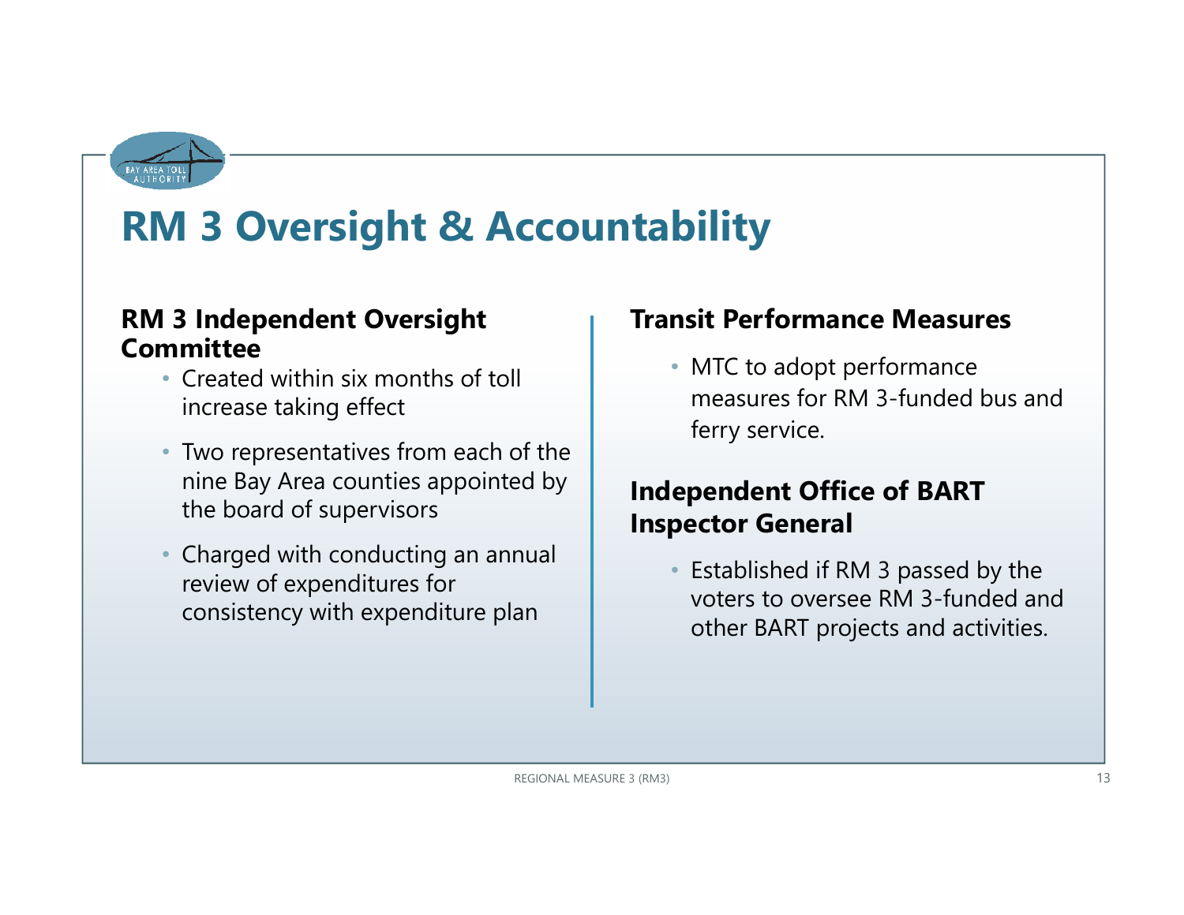# RM 3 Oversight & Accountability

### RM 3 Independent Oversight Committee

- Created within six months of toll increase taking effect
- Two representatives from each of the nine Bay Area counties appointed by the board of supervisors
- Charged with conducting an annual review of expenditures for consistency with expenditure plan

### Transit Performance Measures

- MTC to adopt performance measures for RM 3-funded bus and ferry service.

### Independent Office of BART Inspector General

- Established if RM 3 passed by the voters to oversee RM 3-funded and other BART projects and activities.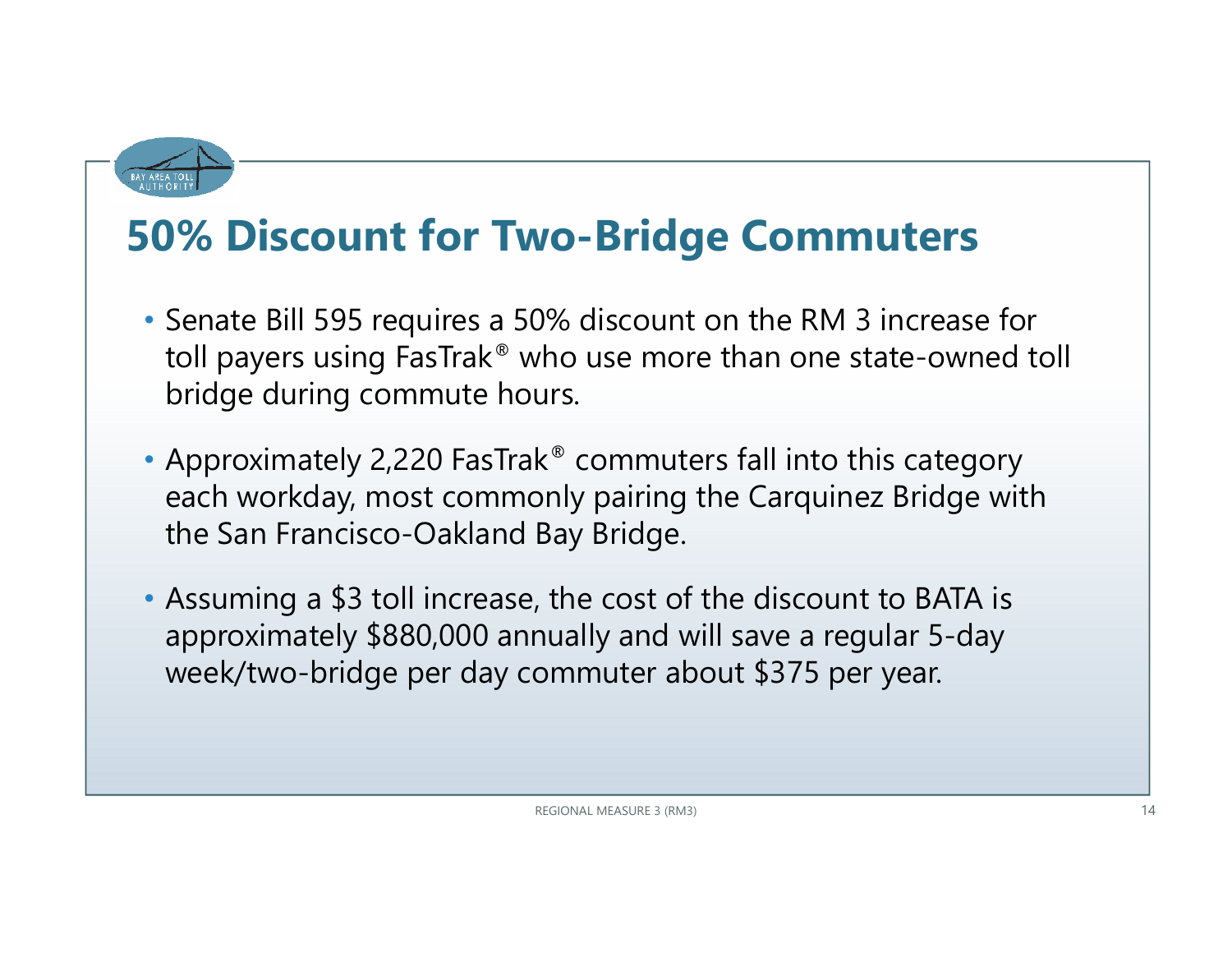# 50% Discount for Two-Bridge Commuters

- Senate Bill 595 requires a 50% discount on the RM 3 increase for toll payers using FasTrak® who use more than one state-owned toll bridge during commute hours.
- Approximately 2,220 FasTrak® commuters fall into this category each workday, most commonly pairing the Carquinez Bridge with the San Francisco-Oakland Bay Bridge.
- Assuming a $3 toll increase, the cost of the discount to BATA is approximately $880,000 annually and will save a regular 5-day week/two-bridge per day commuter about $375 per year.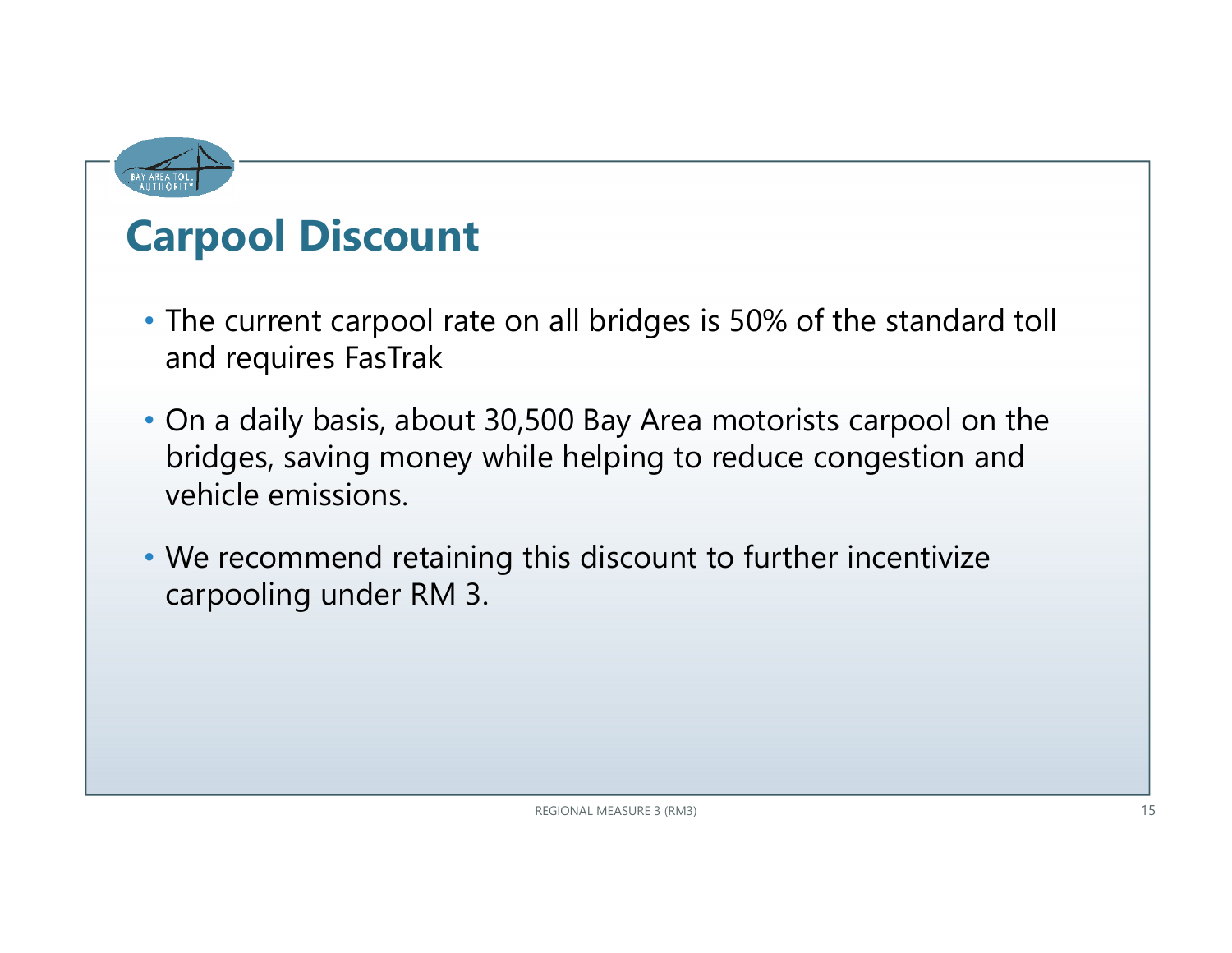# Carpool Discount

- The current carpool rate on all bridges is 50% of the standard toll and requires FasTrak
- On a daily basis, about 30,500 Bay Area motorists carpool on the bridges, saving money while helping to reduce congestion and vehicle emissions.
- We recommend retaining this discount to further incentivize carpooling under RM 3.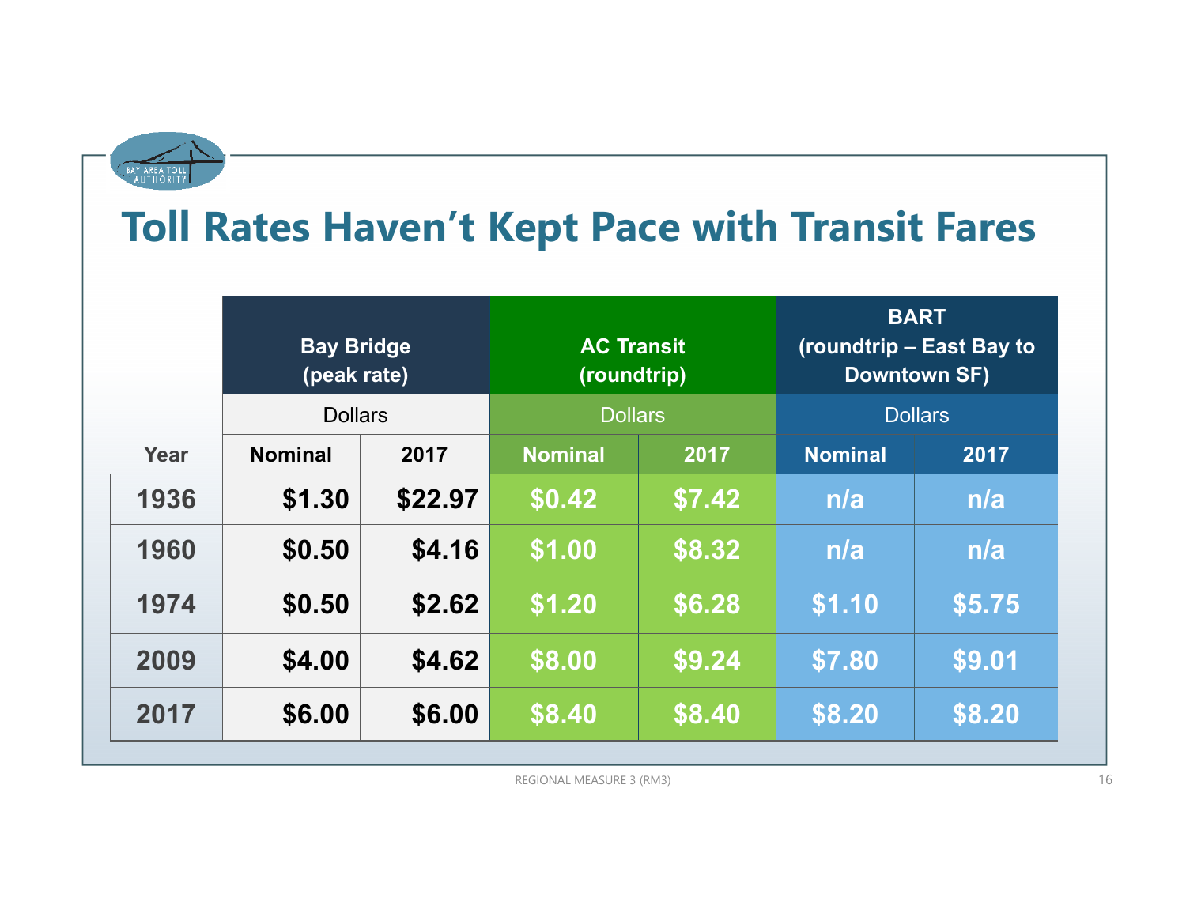# Toll Rates Haven't Kept Pace with Transit Fares

| | Bay Bridge (peak rate) | | AC Transit (roundtrip) | | BART (roundtrip – East Bay to Downtown SF) | |
|---|---|---|---|---|---|---|
| | Dollars | | Dollars | | Dollars | |
| Year | Nominal | 2017 | Nominal | 2017 | Nominal | 2017 |
| 1936 | $1.30 | $22.97 | $0.42 | $7.42 | n/a | n/a |
| 1960 | $0.50 | $4.16 | $1.00 | $8.32 | n/a | n/a |
| 1974 | $0.50 | $2.62 | $1.20 | $6.28 | $1.10 | $5.75 |
| 2009 | $4.00 | $4.62 | $8.00 | $9.24 | $7.80 | $9.01 |
| 2017 | $6.00 | $6.00 | $8.40 | $8.40 | $8.20 | $8.20 |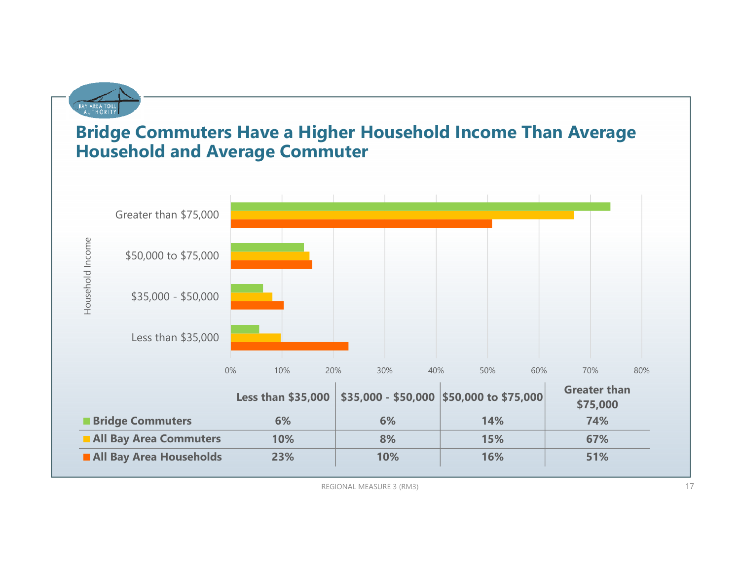## Bridge Commuters Have a Higher Household Income Than Average Household and Average Commuter

| | Less than $35,000 | $35,000 - $50,000 | $50,000 to $75,000 | Greater than $75,000 |
|---|---|---|---|---|
| **Bridge Commuters** | 6% | 6% | 14% | 74% |
| **All Bay Area Commuters** | 10% | 8% | 15% | 67% |
| **All Bay Area Households** | 23% | 10% | 16% | 51% |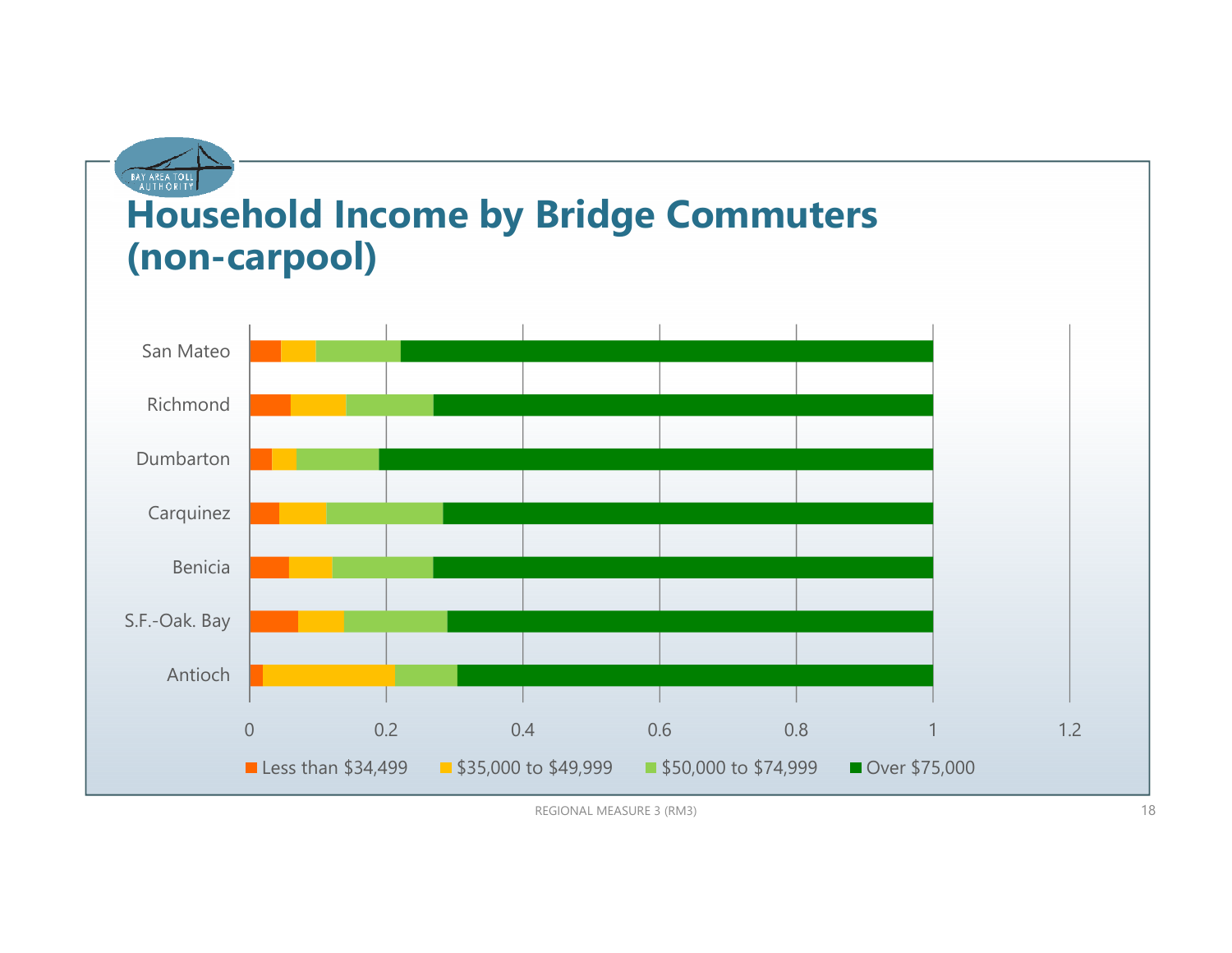# Household Income by Bridge Commuters (non-carpool)

| Bridge | Less than $34,499 | $35,000 to $49,999 | $50,000 to $74,999 | Over $75,000 |
|---|---|---|---|---|
| San Mateo | | | | |
| Richmond | | | | |
| Dumbarton | | | | |
| Carquinez | | | | |
| Benicia | | | | |
| S.F.-Oak. Bay | | | | |
| Antioch | | | | |

X-axis: 0, 0.2, 0.4, 0.6, 0.8, 1, 1.2

REGIONAL MEASURE 3 (RM3)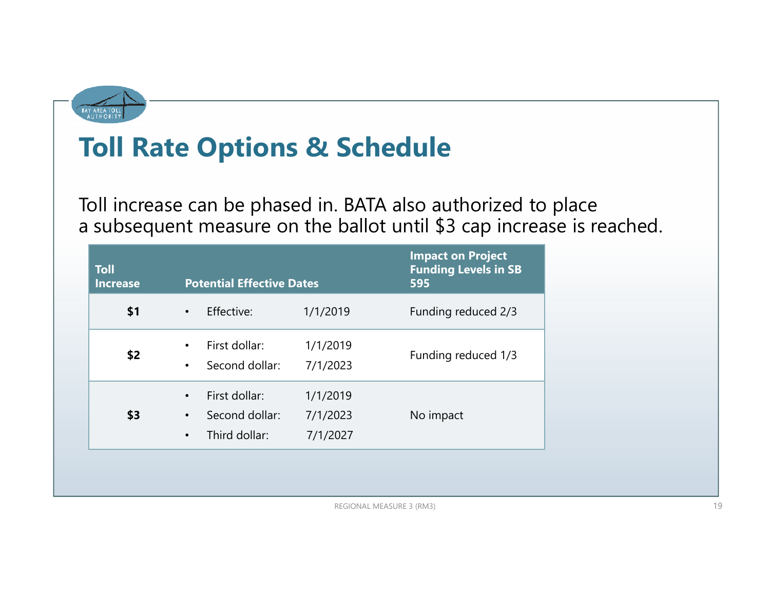# Toll Rate Options & Schedule

Toll increase can be phased in. BATA also authorized to place a subsequent measure on the ballot until $3 cap increase is reached.

| Toll Increase | Potential Effective Dates | Impact on Project Funding Levels in SB 595 |
|---|---|---|
| **$1** | • Effective: 1/1/2019 | Funding reduced 2/3 |
| **$2** | • First dollar: 1/1/2019<br>• Second dollar: 7/1/2023 | Funding reduced 1/3 |
| **$3** | • First dollar: 1/1/2019<br>• Second dollar: 7/1/2023<br>• Third dollar: 7/1/2027 | No impact |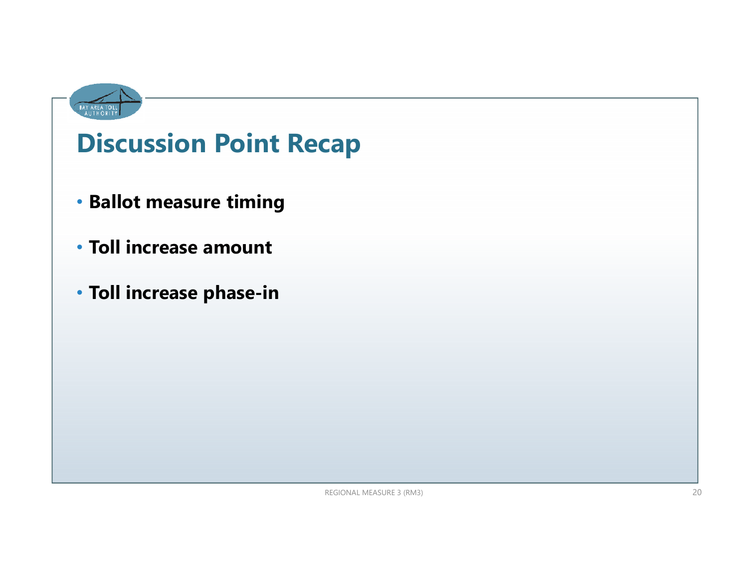# Discussion Point Recap

- **Ballot measure timing**
- **Toll increase amount**
- **Toll increase phase-in**